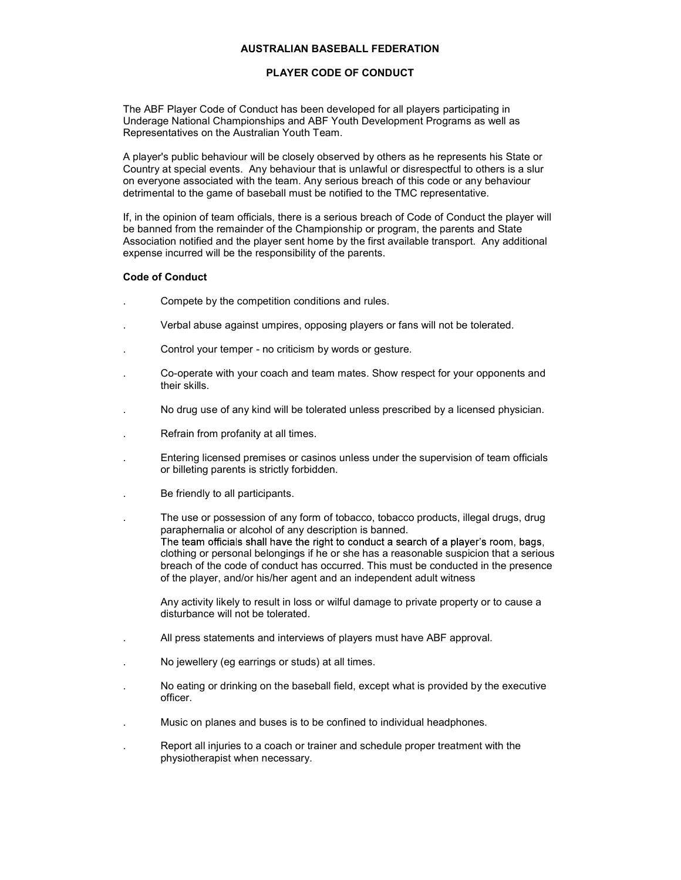# AUSTRALIAN BASEBALL FEDERATION

## PLAYER CODE OF CONDUCT

The ABF Player Code of Conduct has been developed for all players participating in Underage National Championships and ABF Youth Development Programs as well as Representatives on the Australian Youth Team.

A player's public behaviour will be closely observed by others as he represents his State or Country at special events. Any behaviour that is unlawful or disrespectful to others is a slur on everyone associated with the team. Any serious breach of this code or any behaviour detrimental to the game of baseball must be notified to the TMC representative.

If, in the opinion of team officials, there is a serious breach of Code of Conduct the player will be banned from the remainder of the Championship or program, the parents and State Association notified and the player sent home by the first available transport. Any additional expense incurred will be the responsibility of the parents.

**Code of Conduct**

- Compete by the competition conditions and rules.
- Verbal abuse against umpires, opposing players or fans will not be tolerated.
- Control your temper - no criticism by words or gesture.
- Co-operate with your coach and team mates. Show respect for your opponents and their skills.
- No drug use of any kind will be tolerated unless prescribed by a licensed physician.
- Refrain from profanity at all times.
- Entering licensed premises or casinos unless under the supervision of team officials or billeting parents is strictly forbidden.
- Be friendly to all participants.
- The use or possession of any form of tobacco, tobacco products, illegal drugs, drug paraphernalia or alcohol of any description is banned.
  The team officials shall have the right to conduct a search of a player's room, bags, clothing or personal belongings if he or she has a reasonable suspicion that a serious breach of the code of conduct has occurred. This must be conducted in the presence of the player, and/or his/her agent and an independent adult witness

  Any activity likely to result in loss or wilful damage to private property or to cause a disturbance will not be tolerated.
- All press statements and interviews of players must have ABF approval.
- No jewellery (eg earrings or studs) at all times.
- No eating or drinking on the baseball field, except what is provided by the executive officer.
- Music on planes and buses is to be confined to individual headphones.
- Report all injuries to a coach or trainer and schedule proper treatment with the physiotherapist when necessary.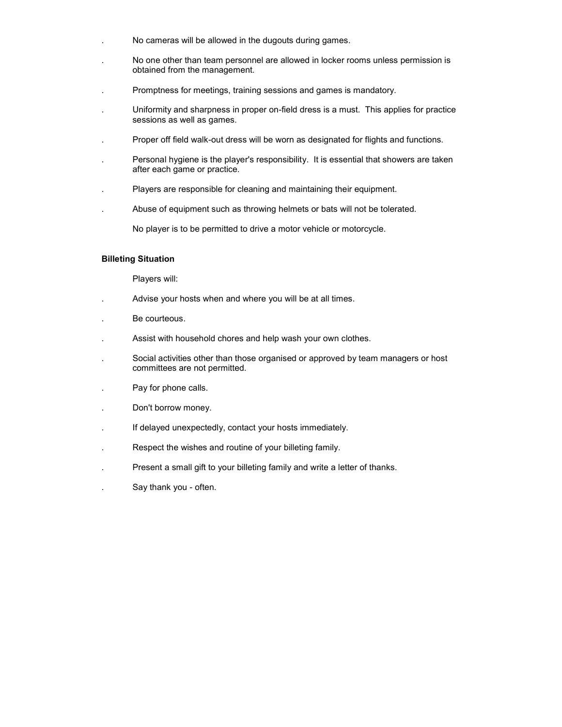- No cameras will be allowed in the dugouts during games.
- No one other than team personnel are allowed in locker rooms unless permission is obtained from the management.
- Promptness for meetings, training sessions and games is mandatory.
- Uniformity and sharpness in proper on-field dress is a must. This applies for practice sessions as well as games.
- Proper off field walk-out dress will be worn as designated for flights and functions.
- Personal hygiene is the player's responsibility. It is essential that showers are taken after each game or practice.
- Players are responsible for cleaning and maintaining their equipment.
- Abuse of equipment such as throwing helmets or bats will not be tolerated.

No player is to be permitted to drive a motor vehicle or motorcycle.

**Billeting Situation**

Players will:

- Advise your hosts when and where you will be at all times.
- Be courteous.
- Assist with household chores and help wash your own clothes.
- Social activities other than those organised or approved by team managers or host committees are not permitted.
- Pay for phone calls.
- Don't borrow money.
- If delayed unexpectedly, contact your hosts immediately.
- Respect the wishes and routine of your billeting family.
- Present a small gift to your billeting family and write a letter of thanks.
- Say thank you - often.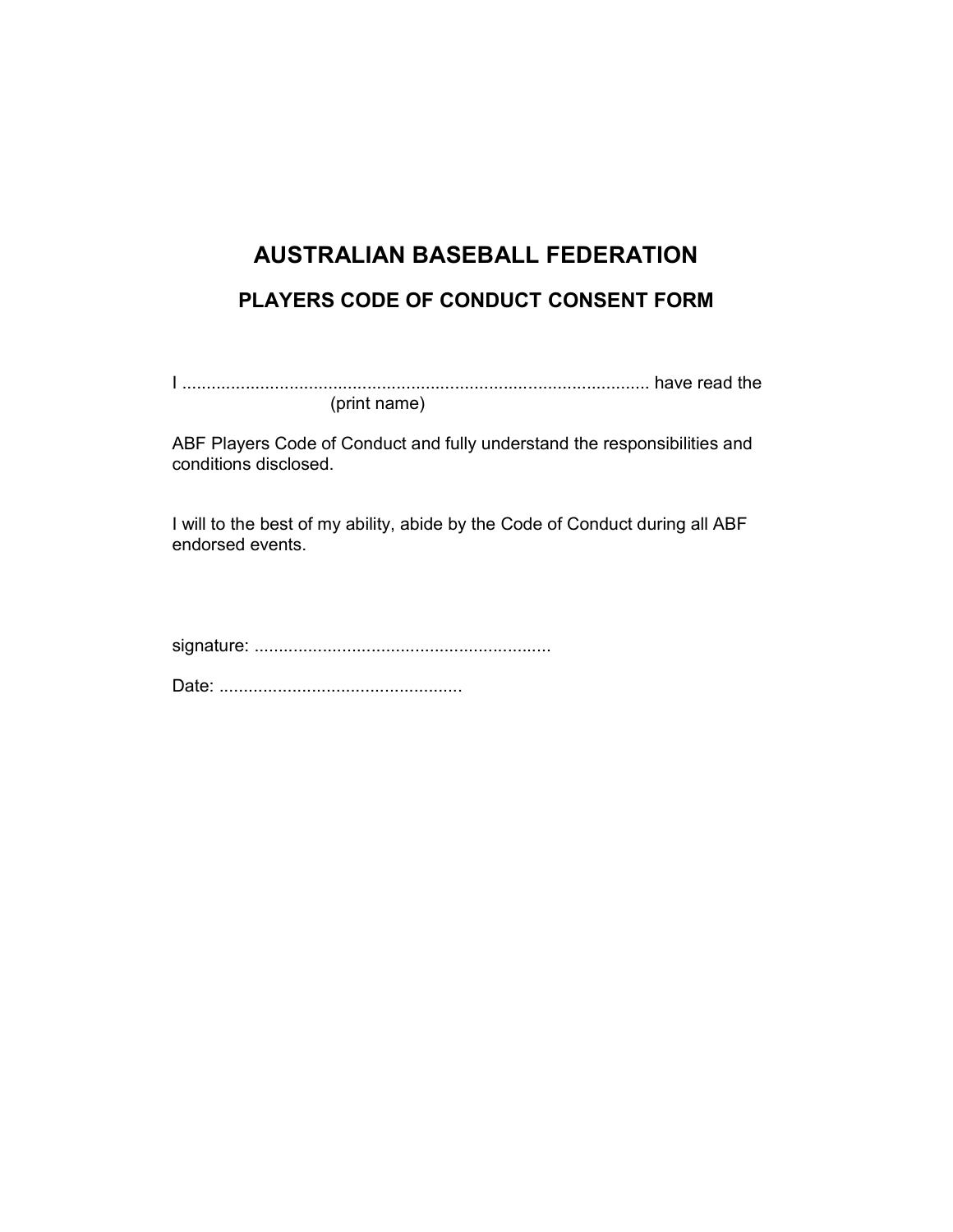# AUSTRALIAN BASEBALL FEDERATION

## PLAYERS CODE OF CONDUCT CONSENT FORM

I .................................................................................................. have read the
(print name)

ABF Players Code of Conduct and fully understand the responsibilities and conditions disclosed.

I will to the best of my ability, abide by the Code of Conduct during all ABF endorsed events.

signature: ............................................................

Date: ..................................................